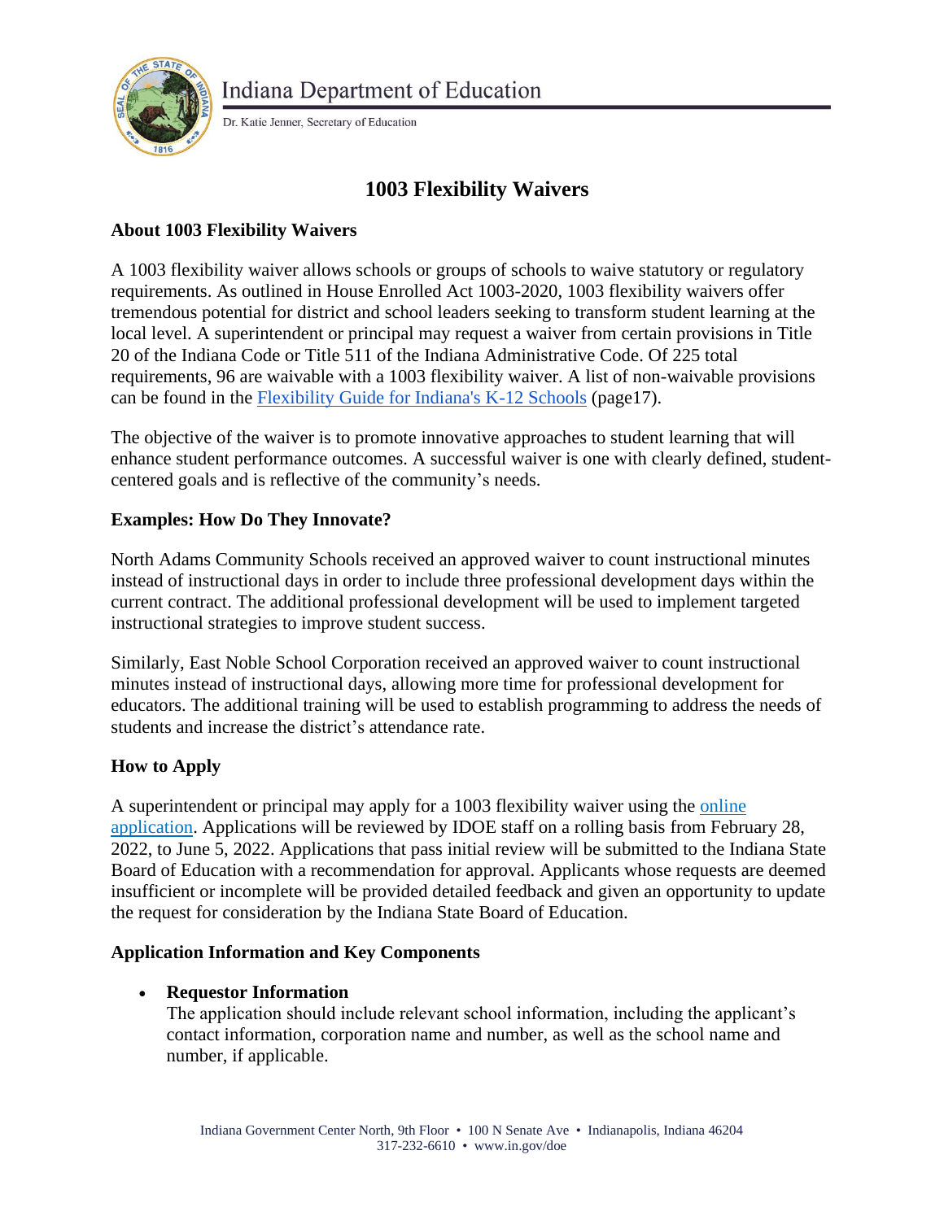Indiana Department of Education

Dr. Katie Jenner, Secretary of Education

# 1003 Flexibility Waivers

## About 1003 Flexibility Waivers

A 1003 flexibility waiver allows schools or groups of schools to waive statutory or regulatory requirements. As outlined in House Enrolled Act 1003-2020, 1003 flexibility waivers offer tremendous potential for district and school leaders seeking to transform student learning at the local level. A superintendent or principal may request a waiver from certain provisions in Title 20 of the Indiana Code or Title 511 of the Indiana Administrative Code. Of 225 total requirements, 96 are waivable with a 1003 flexibility waiver. A list of non-waivable provisions can be found in the [Flexibility Guide for Indiana's K-12 Schools](#) (page17).

The objective of the waiver is to promote innovative approaches to student learning that will enhance student performance outcomes. A successful waiver is one with clearly defined, student-centered goals and is reflective of the community's needs.

## Examples: How Do They Innovate?

North Adams Community Schools received an approved waiver to count instructional minutes instead of instructional days in order to include three professional development days within the current contract. The additional professional development will be used to implement targeted instructional strategies to improve student success.

Similarly, East Noble School Corporation received an approved waiver to count instructional minutes instead of instructional days, allowing more time for professional development for educators. The additional training will be used to establish programming to address the needs of students and increase the district's attendance rate.

## How to Apply

A superintendent or principal may apply for a 1003 flexibility waiver using the [online application](#). Applications will be reviewed by IDOE staff on a rolling basis from February 28, 2022, to June 5, 2022. Applications that pass initial review will be submitted to the Indiana State Board of Education with a recommendation for approval. Applicants whose requests are deemed insufficient or incomplete will be provided detailed feedback and given an opportunity to update the request for consideration by the Indiana State Board of Education.

## Application Information and Key Components

- **Requestor Information**
  The application should include relevant school information, including the applicant's contact information, corporation name and number, as well as the school name and number, if applicable.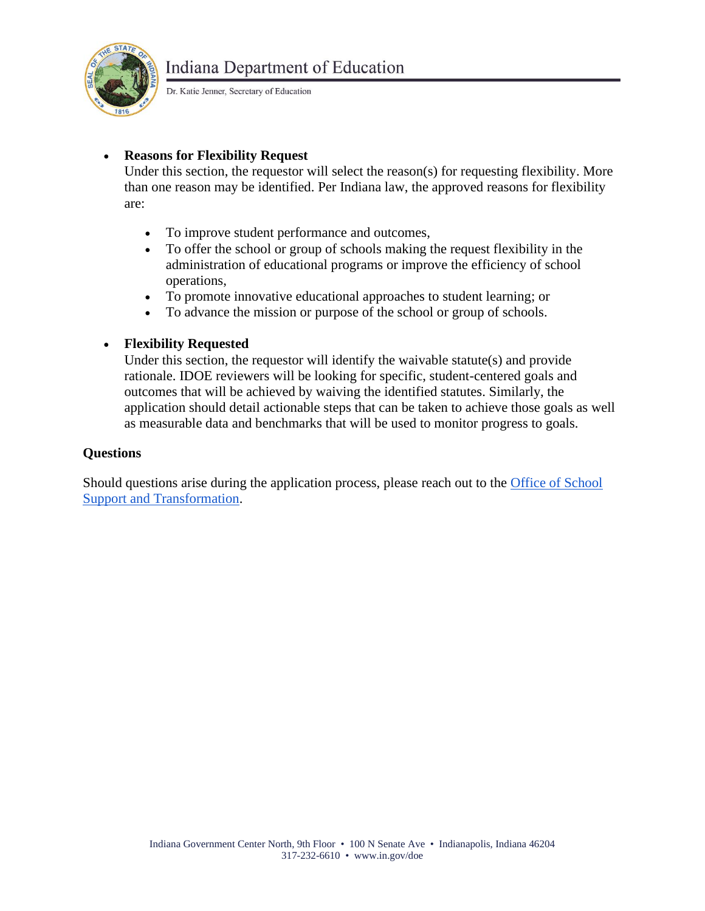- **Reasons for Flexibility Request**
  Under this section, the requestor will select the reason(s) for requesting flexibility. More than one reason may be identified. Per Indiana law, the approved reasons for flexibility are:

  - To improve student performance and outcomes,
  - To offer the school or group of schools making the request flexibility in the administration of educational programs or improve the efficiency of school operations,
  - To promote innovative educational approaches to student learning; or
  - To advance the mission or purpose of the school or group of schools.

- **Flexibility Requested**
  Under this section, the requestor will identify the waivable statute(s) and provide rationale. IDOE reviewers will be looking for specific, student-centered goals and outcomes that will be achieved by waiving the identified statutes. Similarly, the application should detail actionable steps that can be taken to achieve those goals as well as measurable data and benchmarks that will be used to monitor progress to goals.

**Questions**

Should questions arise during the application process, please reach out to the Office of School Support and Transformation.